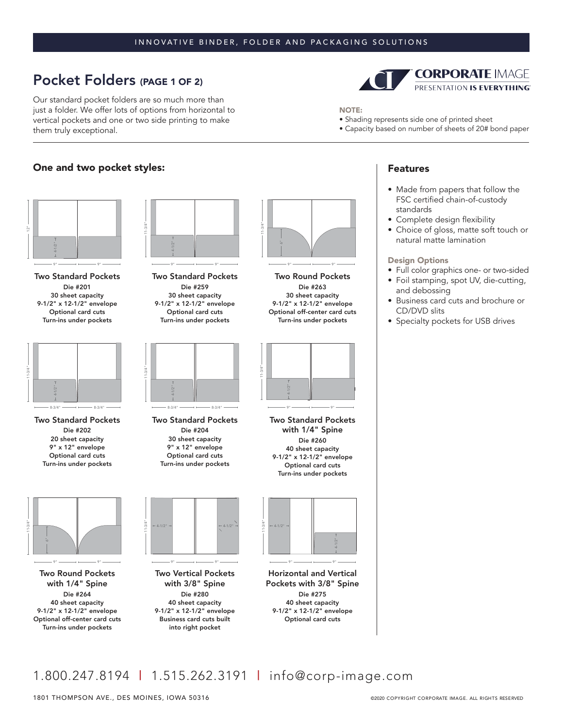INNOVATIVE BINDER, FOLDER AND PACKAGING SOLUTIONS

# Pocket Folders (PAGE 1 OF 2)

Our standard pocket folders are so much more than just a folder. We offer lots of options from horizontal to vertical pockets and one or two side printing to make them truly exceptional.

CORPORATE IMAGE
PRESENTATION IS EVERYTHING

**NOTE:**
- Shading represents side one of printed sheet
- Capacity based on number of sheets of 20# bond paper

## One and two pocket styles:

**Two Standard Pockets**
Die #201
30 sheet capacity
9-1/2" x 12-1/2" envelope
Optional card cuts
Turn-ins under pockets

**Two Standard Pockets**
Die #259
30 sheet capacity
9-1/2" x 12-1/2" envelope
Optional card cuts
Turn-ins under pockets

**Two Round Pockets**
Die #263
30 sheet capacity
9-1/2" x 12-1/2" envelope
Optional off-center card cuts
Turn-ins under pockets

**Two Standard Pockets**
Die #202
20 sheet capacity
9" x 12" envelope
Optional card cuts
Turn-ins under pockets

**Two Standard Pockets**
Die #204
30 sheet capacity
9" x 12" envelope
Optional card cuts
Turn-ins under pockets

**Two Standard Pockets with 1/4" Spine**
Die #260
40 sheet capacity
9-1/2" x 12-1/2" envelope
Optional card cuts
Turn-ins under pockets

**Two Round Pockets with 1/4" Spine**
Die #264
40 sheet capacity
9-1/2" x 12-1/2" envelope
Optional off-center card cuts
Turn-ins under pockets

**Two Vertical Pockets with 3/8" Spine**
Die #280
40 sheet capacity
9-1/2" x 12-1/2" envelope
Business card cuts built into right pocket

**Horizontal and Vertical Pockets with 3/8" Spine**
Die #275
40 sheet capacity
9-1/2" x 12-1/2" envelope
Optional card cuts

## Features

- Made from papers that follow the FSC certified chain-of-custody standards
- Complete design flexibility
- Choice of gloss, matte soft touch or natural matte lamination

### Design Options

- Full color graphics one- or two-sided
- Foil stamping, spot UV, die-cutting, and debossing
- Business card cuts and brochure or CD/DVD slits
- Specialty pockets for USB drives

1.800.247.8194 | 1.515.262.3191 | info@corp-image.com

1801 THOMPSON AVE., DES MOINES, IOWA 50316

©2020 COPYRIGHT CORPORATE IMAGE. ALL RIGHTS RESERVED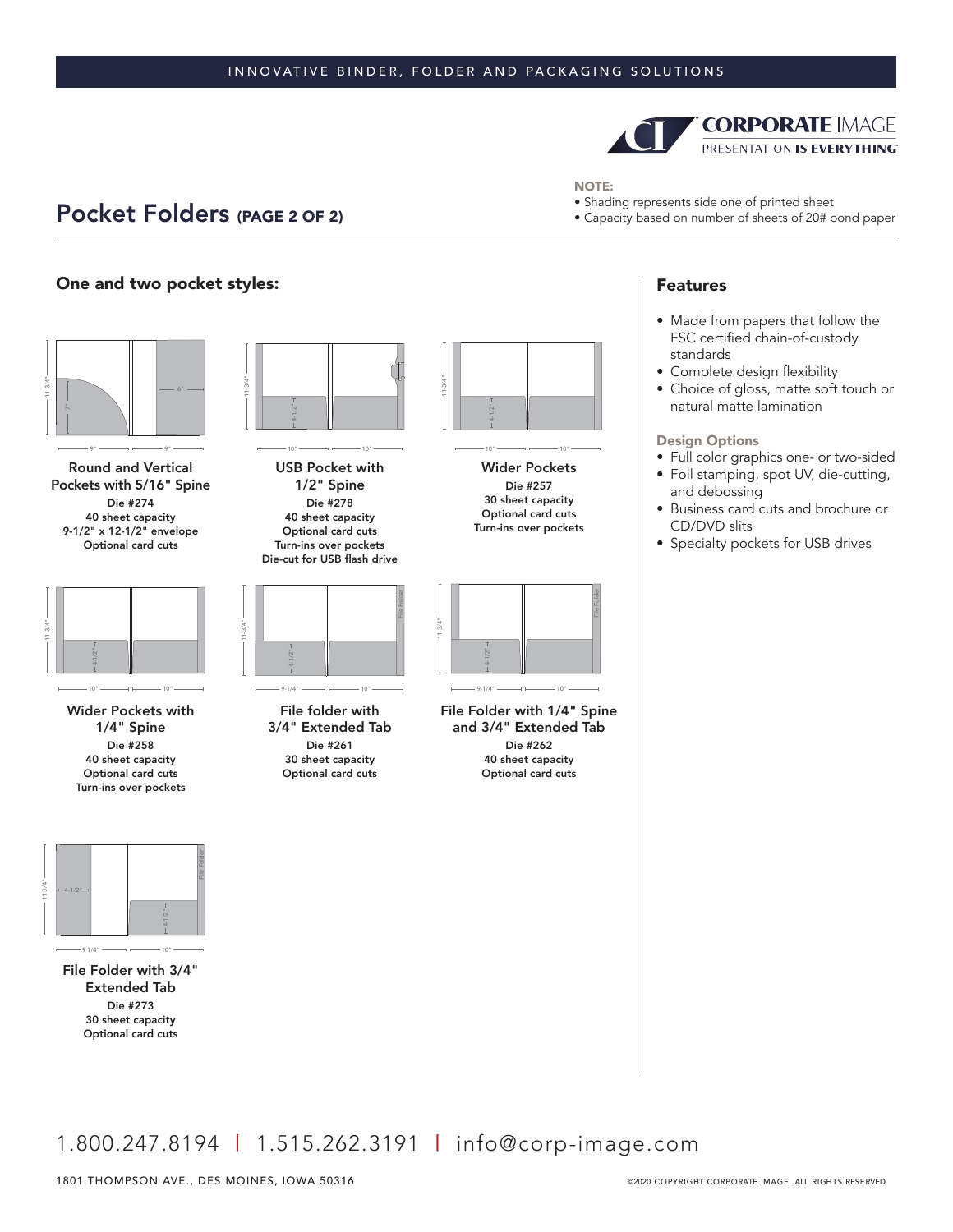INNOVATIVE BINDER, FOLDER AND PACKAGING SOLUTIONS

**CORPORATE IMAGE**
PRESENTATION **IS EVERYTHING**

# Pocket Folders (PAGE 2 OF 2)

**NOTE:**
- Shading represents side one of printed sheet
- Capacity based on number of sheets of 20# bond paper

## One and two pocket styles:

**Round and Vertical Pockets with 5/16" Spine**
Die #274
40 sheet capacity
9-1/2" x 12-1/2" envelope
Optional card cuts

**USB Pocket with 1/2" Spine**
Die #278
40 sheet capacity
Optional card cuts
Turn-ins over pockets
Die-cut for USB flash drive

**Wider Pockets**
Die #257
30 sheet capacity
Optional card cuts
Turn-ins over pockets

**Wider Pockets with 1/4" Spine**
Die #258
40 sheet capacity
Optional card cuts
Turn-ins over pockets

**File folder with 3/4" Extended Tab**
Die #261
30 sheet capacity
Optional card cuts

**File Folder with 1/4" Spine and 3/4" Extended Tab**
Die #262
40 sheet capacity
Optional card cuts

**File Folder with 3/4" Extended Tab**
Die #273
30 sheet capacity
Optional card cuts

## Features

- Made from papers that follow the FSC certified chain-of-custody standards
- Complete design flexibility
- Choice of gloss, matte soft touch or natural matte lamination

### Design Options

- Full color graphics one- or two-sided
- Foil stamping, spot UV, die-cutting, and debossing
- Business card cuts and brochure or CD/DVD slits
- Specialty pockets for USB drives

1.800.247.8194 | 1.515.262.3191 | info@corp-image.com

1801 THOMPSON AVE., DES MOINES, IOWA 50316

©2020 COPYRIGHT CORPORATE IMAGE. ALL RIGHTS RESERVED